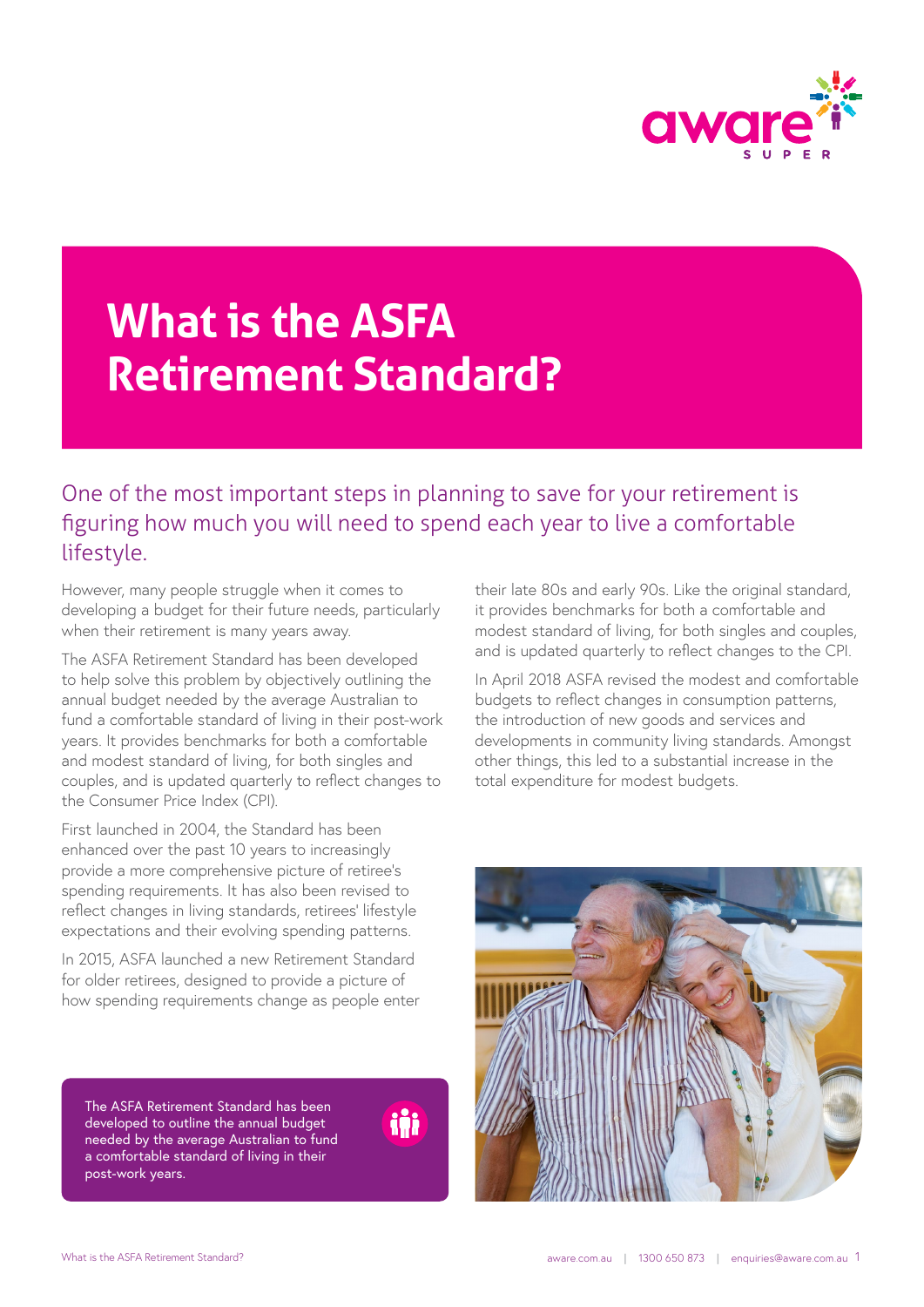# What is the ASFA Retirement Standard?

One of the most important steps in planning to save for your retirement is figuring how much you will need to spend each year to live a comfortable lifestyle.

However, many people struggle when it comes to developing a budget for their future needs, particularly when their retirement is many years away.

The ASFA Retirement Standard has been developed to help solve this problem by objectively outlining the annual budget needed by the average Australian to fund a comfortable standard of living in their post-work years. It provides benchmarks for both a comfortable and modest standard of living, for both singles and couples, and is updated quarterly to reflect changes to the Consumer Price Index (CPI).

First launched in 2004, the Standard has been enhanced over the past 10 years to increasingly provide a more comprehensive picture of retiree's spending requirements. It has also been revised to reflect changes in living standards, retirees' lifestyle expectations and their evolving spending patterns.

In 2015, ASFA launched a new Retirement Standard for older retirees, designed to provide a picture of how spending requirements change as people enter their late 80s and early 90s. Like the original standard, it provides benchmarks for both a comfortable and modest standard of living, for both singles and couples, and is updated quarterly to reflect changes to the CPI.

In April 2018 ASFA revised the modest and comfortable budgets to reflect changes in consumption patterns, the introduction of new goods and services and developments in community living standards. Amongst other things, this led to a substantial increase in the total expenditure for modest budgets.

The ASFA Retirement Standard has been developed to outline the annual budget needed by the average Australian to fund a comfortable standard of living in their post-work years.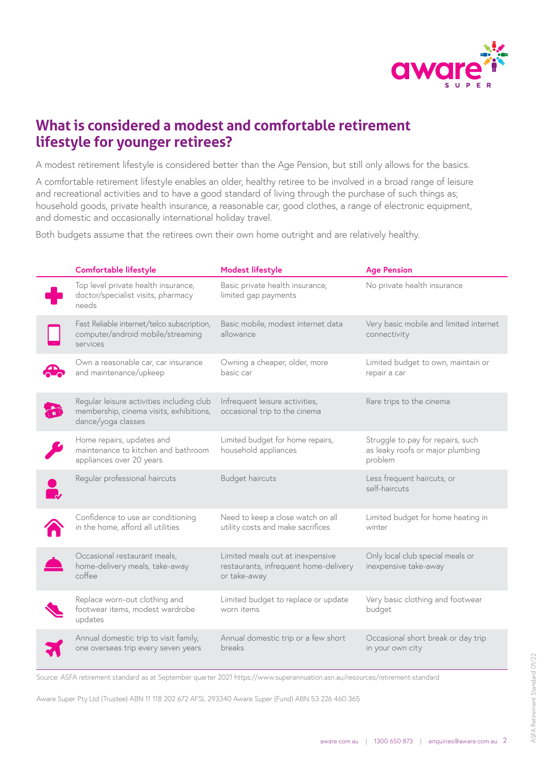## What is considered a modest and comfortable retirement lifestyle for younger retirees?

A modest retirement lifestyle is considered better than the Age Pension, but still only allows for the basics.

A comfortable retirement lifestyle enables an older, healthy retiree to be involved in a broad range of leisure and recreational activities and to have a good standard of living through the purchase of such things as; household goods, private health insurance, a reasonable car, good clothes, a range of electronic equipment, and domestic and occasionally international holiday travel.

Both budgets assume that the retirees own their own home outright and are relatively healthy.

| | Comfortable lifestyle | Modest lifestyle | Age Pension |
|---|---|---|---|
| | Top level private health insurance, doctor/specialist visits, pharmacy needs | Basic private health insurance, limited gap payments | No private health insurance |
| | Fast Reliable internet/telco subscription, computer/android mobile/streaming services | Basic mobile, modest internet data allowance | Very basic mobile and limited internet connectivity |
| | Own a reasonable car, car insurance and maintenance/upkeep | Owning a cheaper, older, more basic car | Limited budget to own, maintain or repair a car |
| | Regular leisure activities including club membership, cinema visits, exhibitions, dance/yoga classes | Infrequent leisure activities, occasional trip to the cinema | Rare trips to the cinema |
| | Home repairs, updates and maintenance to kitchen and bathroom appliances over 20 years | Limited budget for home repairs, household appliances | Struggle to pay for repairs, such as leaky roofs or major plumbing problem |
| | Regular professional haircuts | Budget haircuts | Less frequent haircuts, or self-haircuts |
| | Confidence to use air conditioning in the home, afford all utilities | Need to keep a close watch on all utility costs and make sacrifices | Limited budget for home heating in winter |
| | Occasional restaurant meals, home-delivery meals, take-away coffee | Limited meals out at inexpensive restaurants, infrequent home-delivery or take-away | Only local club special meals or inexpensive take-away |
| | Replace worn-out clothing and footwear items, modest wardrobe updates | Limited budget to replace or update worn items | Very basic clothing and footwear budget |
| | Annual domestic trip to visit family, one overseas trip every seven years | Annual domestic trip or a few short breaks | Occasional short break or day trip in your own city |

Source: ASFA retirement standard as at September quarter 2021 https://www.superannuation.asn.au/resources/retirement-standard

Aware Super Pty Ltd (Trustee) ABN 11 118 202 672 AFSL 293340 Aware Super (Fund) ABN 53 226 460 365

aware.com.au | 1300 650 873 | enquiries@aware.com.au

ASFA Retirement Standard 01/22